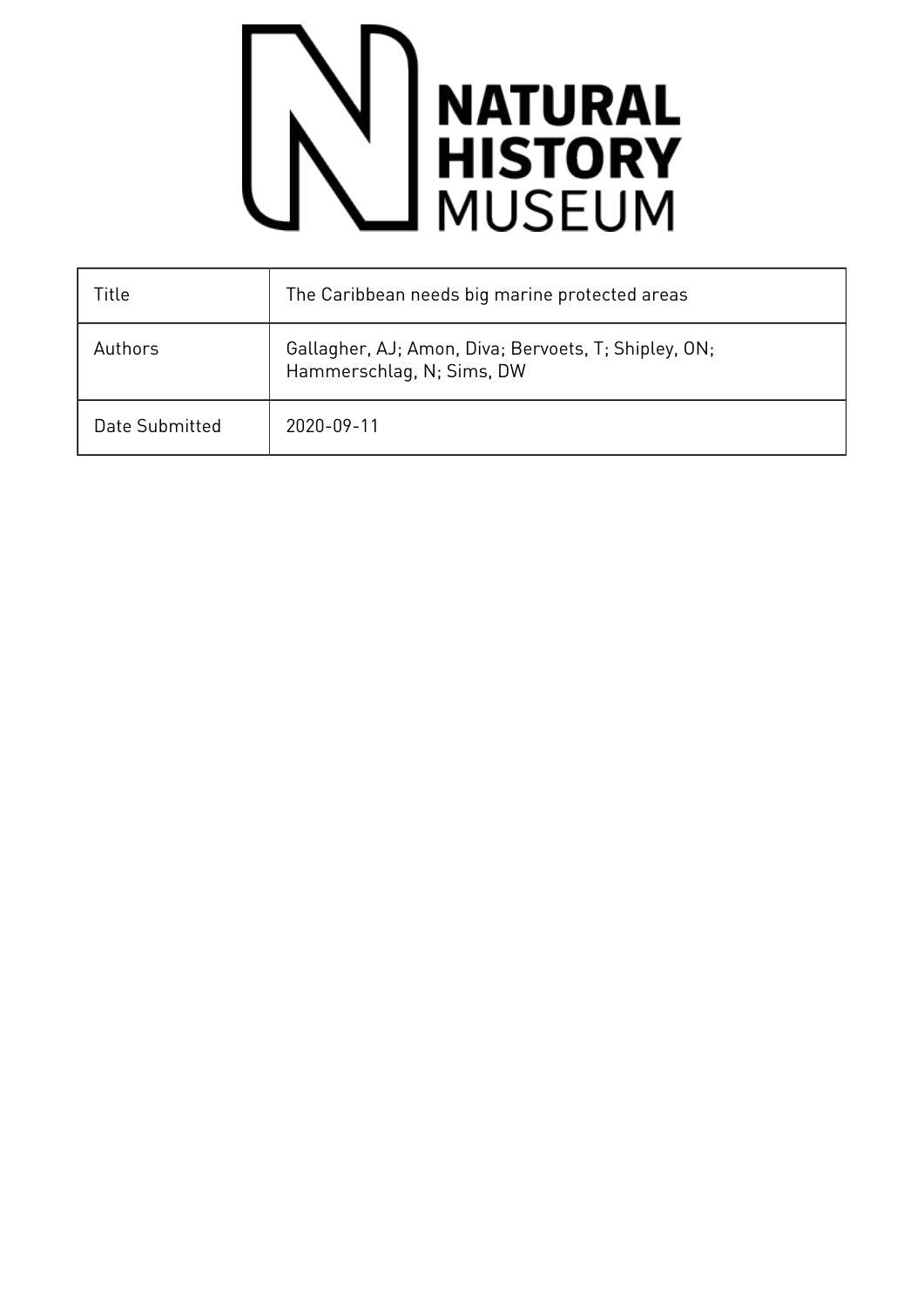NATURAL HISTORY MUSEUM

| Title | The Caribbean needs big marine protected areas |
|---|---|
| Authors | Gallagher, AJ; Amon, Diva; Bervoets, T; Shipley, ON; Hammerschlag, N; Sims, DW |
| Date Submitted | 2020-09-11 |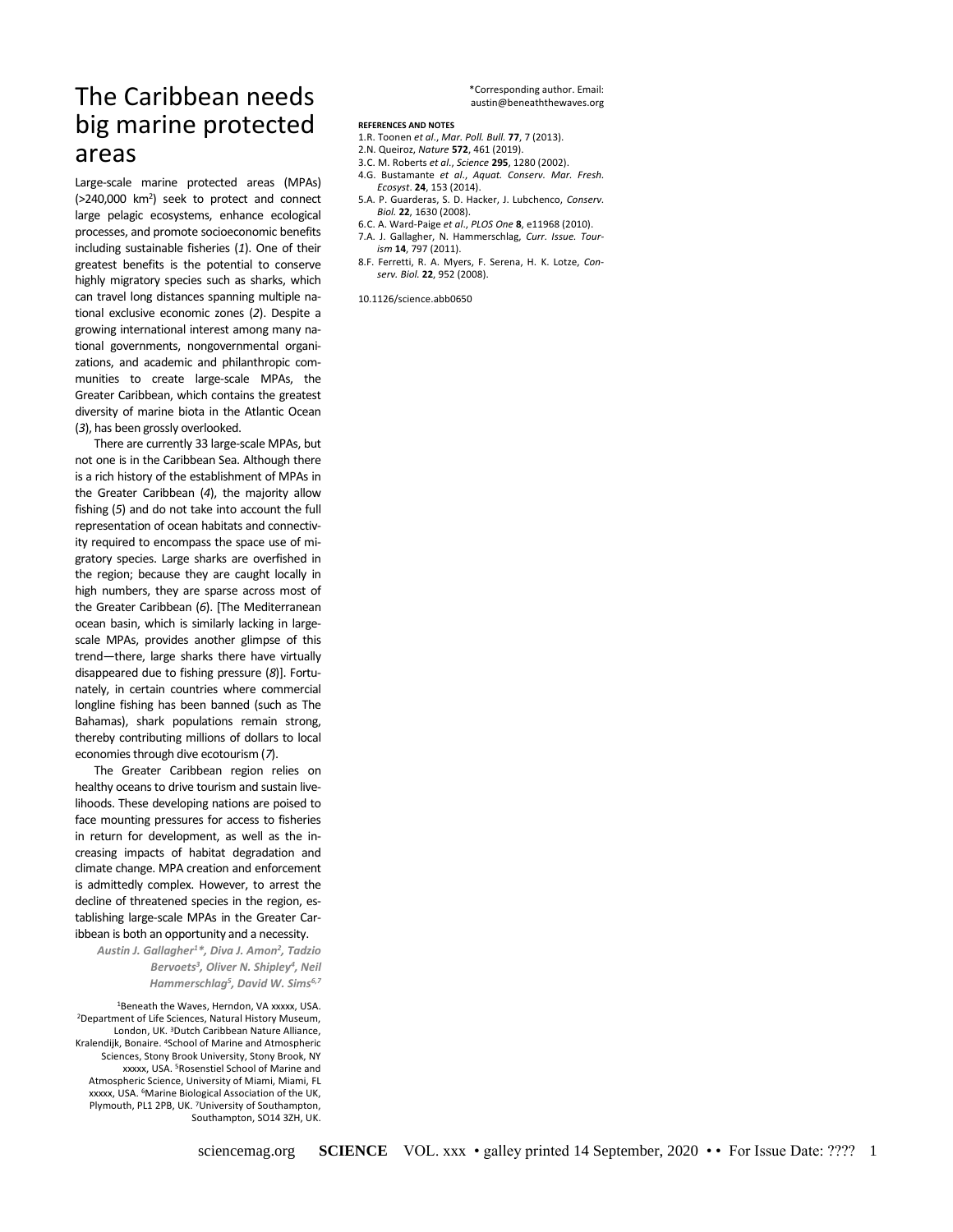# The Caribbean needs big marine protected areas

Large-scale marine protected areas (MPAs) (>240,000 km$^2$) seek to protect and connect large pelagic ecosystems, enhance ecological processes, and promote socioeconomic benefits including sustainable fisheries (*1*). One of their greatest benefits is the potential to conserve highly migratory species such as sharks, which can travel long distances spanning multiple national exclusive economic zones (*2*). Despite a growing international interest among many national governments, nongovernmental organizations, and academic and philanthropic communities to create large-scale MPAs, the Greater Caribbean, which contains the greatest diversity of marine biota in the Atlantic Ocean (*3*), has been grossly overlooked.

There are currently 33 large-scale MPAs, but not one is in the Caribbean Sea. Although there is a rich history of the establishment of MPAs in the Greater Caribbean (*4*), the majority allow fishing (*5*) and do not take into account the full representation of ocean habitats and connectivity required to encompass the space use of migratory species. Large sharks are overfished in the region; because they are caught locally in high numbers, they are sparse across most of the Greater Caribbean (*6*). [The Mediterranean ocean basin, which is similarly lacking in large-scale MPAs, provides another glimpse of this trend—there, large sharks there have virtually disappeared due to fishing pressure (*8*)]. Fortunately, in certain countries where commercial longline fishing has been banned (such as The Bahamas), shark populations remain strong, thereby contributing millions of dollars to local economies through dive ecotourism (*7*).

The Greater Caribbean region relies on healthy oceans to drive tourism and sustain livelihoods. These developing nations are poised to face mounting pressures for access to fisheries in return for development, as well as the increasing impacts of habitat degradation and climate change. MPA creation and enforcement is admittedly complex. However, to arrest the decline of threatened species in the region, establishing large-scale MPAs in the Greater Caribbean is both an opportunity and a necessity.

***Austin J. Gallagher[1]\*, Diva J. Amon[2], Tadzio Bervoets[3], Oliver N. Shipley[4], Neil Hammerschlag[5], David W. Sims[6,7]***

[1]Beneath the Waves, Herndon, VA xxxxx, USA. [2]Department of Life Sciences, Natural History Museum, London, UK. [3]Dutch Caribbean Nature Alliance, Kralendijk, Bonaire. [4]School of Marine and Atmospheric Sciences, Stony Brook University, Stony Brook, NY xxxxx, USA. [5]Rosenstiel School of Marine and Atmospheric Science, University of Miami, Miami, FL xxxxx, USA. [6]Marine Biological Association of the UK, Plymouth, PL1 2PB, UK. [7]University of Southampton, Southampton, SO14 3ZH, UK.

\*Corresponding author. Email: austin@beneaththewaves.org

**REFERENCES AND NOTES**

1. R. Toonen *et al.*, *Mar. Poll. Bull.* **77**, 7 (2013).
2. N. Queiroz, *Nature* **572**, 461 (2019).
3. C. M. Roberts *et al.*, *Science* **295**, 1280 (2002).
4. G. Bustamante *et al.*, *Aquat. Conserv. Mar. Fresh. Ecosyst.* **24**, 153 (2014).
5. A. P. Guarderas, S. D. Hacker, J. Lubchenco, *Conserv. Biol.* **22**, 1630 (2008).
6. C. A. Ward-Paige *et al.*, *PLOS One* **8**, e11968 (2010).
7. A. J. Gallagher, N. Hammerschlag, *Curr. Issue. Tourism* **14**, 797 (2011).
8. F. Ferretti, R. A. Myers, F. Serena, H. K. Lotze, *Conserv. Biol.* **22**, 952 (2008).

10.1126/science.abb0650